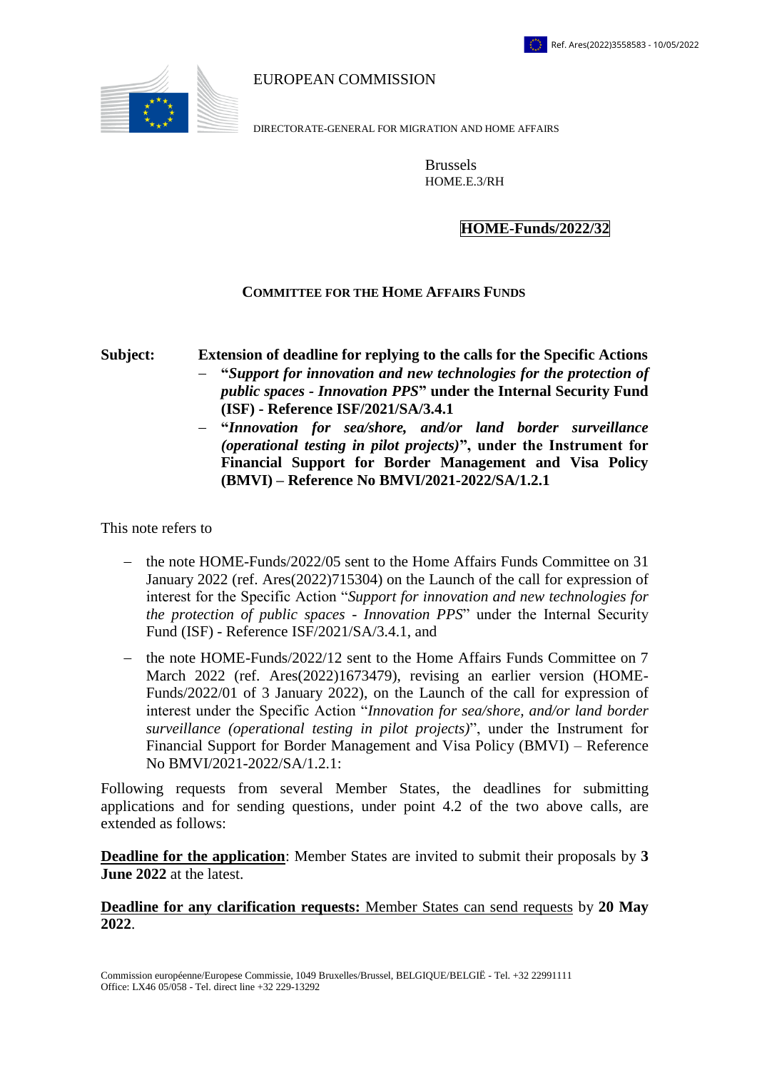Ref. Ares(2022)3558583 - 10/05/2022

EUROPEAN COMMISSION

DIRECTORATE-GENERAL FOR MIGRATION AND HOME AFFAIRS

Brussels
HOME.E.3/RH

**HOME-Funds/2022/32**

**COMMITTEE FOR THE HOME AFFAIRS FUNDS**

**Subject: Extension of deadline for replying to the calls for the Specific Actions**

- **"*Support for innovation and new technologies for the protection of public spaces - Innovation PPS*" under the Internal Security Fund (ISF) - Reference ISF/2021/SA/3.4.1**
- **"*Innovation for sea/shore, and/or land border surveillance (operational testing in pilot projects)*", under the Instrument for Financial Support for Border Management and Visa Policy (BMVI) – Reference No BMVI/2021-2022/SA/1.2.1**

This note refers to

- the note HOME-Funds/2022/05 sent to the Home Affairs Funds Committee on 31 January 2022 (ref. Ares(2022)715304) on the Launch of the call for expression of interest for the Specific Action "*Support for innovation and new technologies for the protection of public spaces - Innovation PPS*" under the Internal Security Fund (ISF) - Reference ISF/2021/SA/3.4.1, and
- the note HOME-Funds/2022/12 sent to the Home Affairs Funds Committee on 7 March 2022 (ref. Ares(2022)1673479), revising an earlier version (HOME-Funds/2022/01 of 3 January 2022), on the Launch of the call for expression of interest under the Specific Action "*Innovation for sea/shore, and/or land border surveillance (operational testing in pilot projects)*", under the Instrument for Financial Support for Border Management and Visa Policy (BMVI) – Reference No BMVI/2021-2022/SA/1.2.1:

Following requests from several Member States, the deadlines for submitting applications and for sending questions, under point 4.2 of the two above calls, are extended as follows:

**Deadline for the application**: Member States are invited to submit their proposals by **3 June 2022** at the latest.

**Deadline for any clarification requests:** Member States can send requests by **20 May 2022**.

Commission européenne/Europese Commissie, 1049 Bruxelles/Brussel, BELGIQUE/BELGIË - Tel. +32 22991111
Office: LX46 05/058 - Tel. direct line +32 229-13292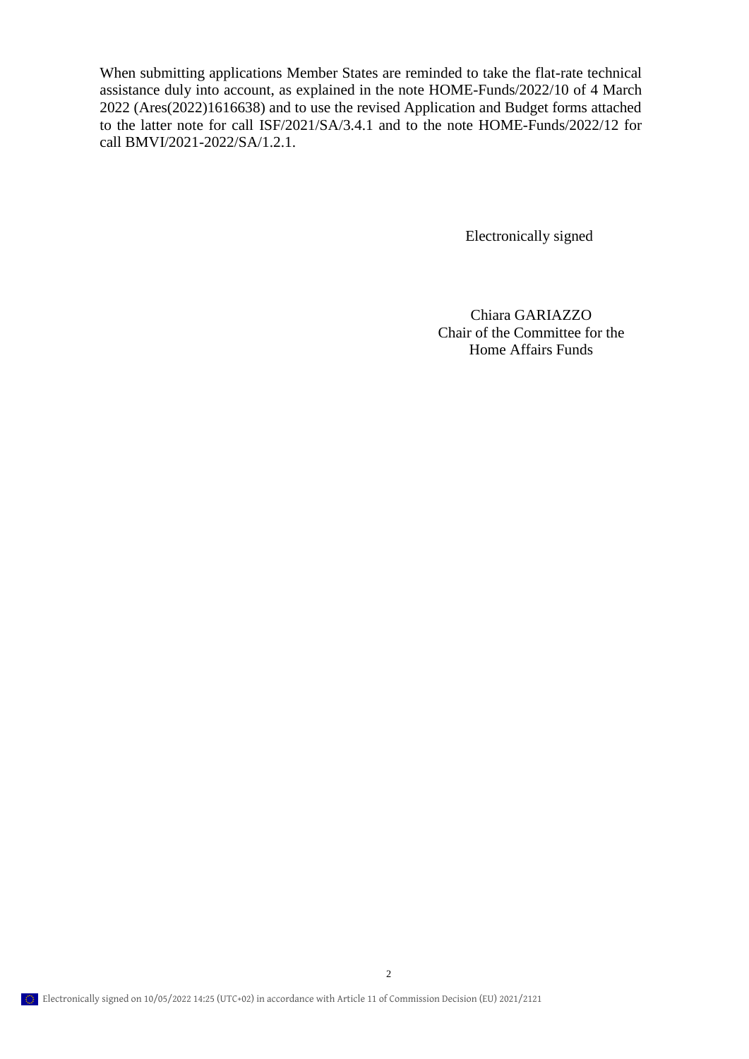When submitting applications Member States are reminded to take the flat-rate technical assistance duly into account, as explained in the note HOME-Funds/2022/10 of 4 March 2022 (Ares(2022)1616638) and to use the revised Application and Budget forms attached to the latter note for call ISF/2021/SA/3.4.1 and to the note HOME-Funds/2022/12 for call BMVI/2021-2022/SA/1.2.1.

Electronically signed

Chiara GARIAZZO
Chair of the Committee for the
Home Affairs Funds

Electronically signed on 10/05/2022 14:25 (UTC+02) in accordance with Article 11 of Commission Decision (EU) 2021/2121